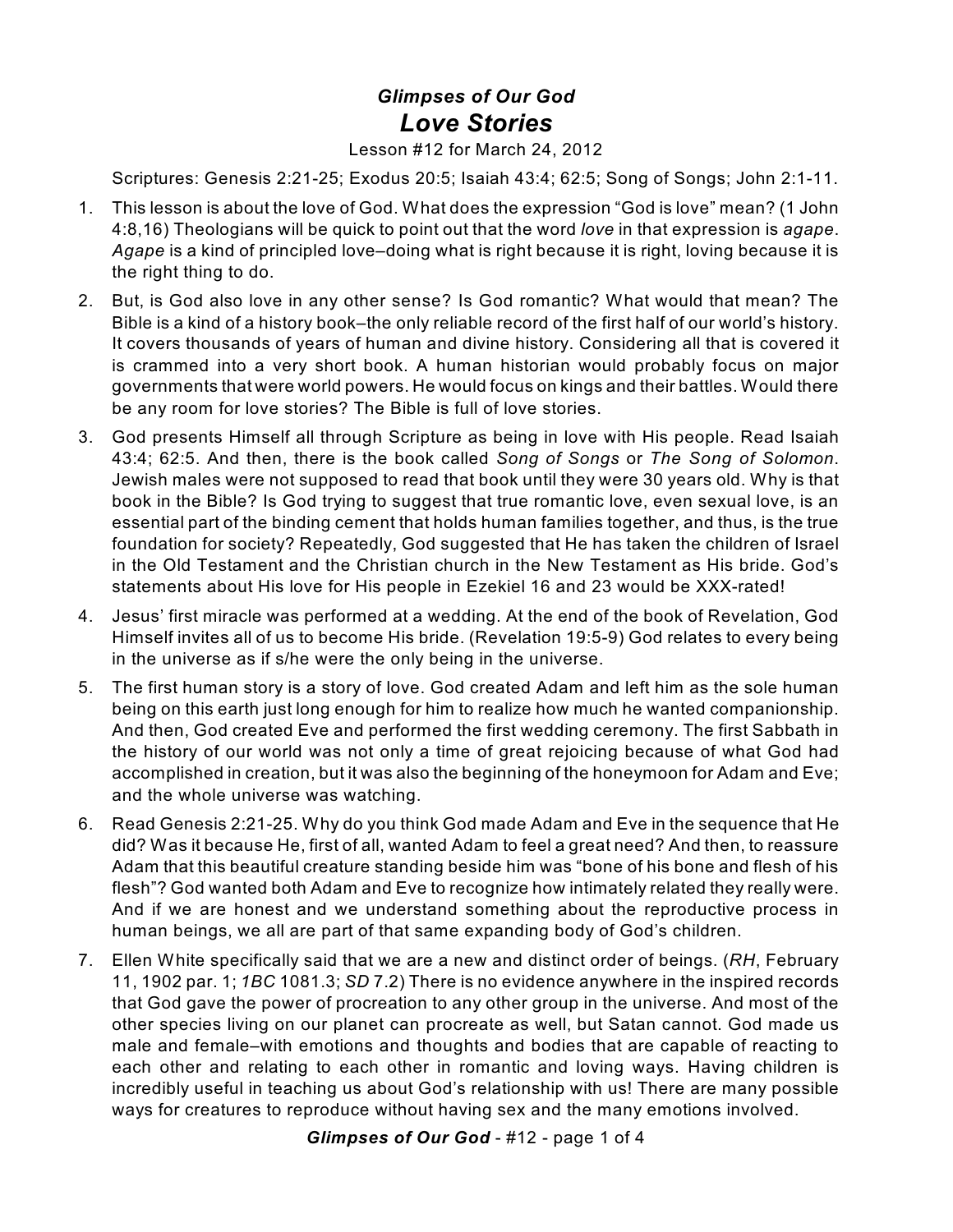### *Glimpses of Our God*

# *Love Stories*

Lesson #12 for March 24, 2012

Scriptures: Genesis 2:21-25; Exodus 20:5; Isaiah 43:4; 62:5; Song of Songs; John 2:1-11.

1. This lesson is about the love of God. What does the expression "God is love" mean? (1 John 4:8,16) Theologians will be quick to point out that the word *love* in that expression is *agape*. *Agape* is a kind of principled love–doing what is right because it is right, loving because it is the right thing to do.

2. But, is God also love in any other sense? Is God romantic? What would that mean? The Bible is a kind of a history book–the only reliable record of the first half of our world's history. It covers thousands of years of human and divine history. Considering all that is covered it is crammed into a very short book. A human historian would probably focus on major governments that were world powers. He would focus on kings and their battles. Would there be any room for love stories? The Bible is full of love stories.

3. God presents Himself all through Scripture as being in love with His people. Read Isaiah 43:4; 62:5. And then, there is the book called *Song of Songs* or *The Song of Solomon*. Jewish males were not supposed to read that book until they were 30 years old. Why is that book in the Bible? Is God trying to suggest that true romantic love, even sexual love, is an essential part of the binding cement that holds human families together, and thus, is the true foundation for society? Repeatedly, God suggested that He has taken the children of Israel in the Old Testament and the Christian church in the New Testament as His bride. God's statements about His love for His people in Ezekiel 16 and 23 would be XXX-rated!

4. Jesus' first miracle was performed at a wedding. At the end of the book of Revelation, God Himself invites all of us to become His bride. (Revelation 19:5-9) God relates to every being in the universe as if s/he were the only being in the universe.

5. The first human story is a story of love. God created Adam and left him as the sole human being on this earth just long enough for him to realize how much he wanted companionship. And then, God created Eve and performed the first wedding ceremony. The first Sabbath in the history of our world was not only a time of great rejoicing because of what God had accomplished in creation, but it was also the beginning of the honeymoon for Adam and Eve; and the whole universe was watching.

6. Read Genesis 2:21-25. Why do you think God made Adam and Eve in the sequence that He did? Was it because He, first of all, wanted Adam to feel a great need? And then, to reassure Adam that this beautiful creature standing beside him was "bone of his bone and flesh of his flesh"? God wanted both Adam and Eve to recognize how intimately related they really were. And if we are honest and we understand something about the reproductive process in human beings, we all are part of that same expanding body of God's children.

7. Ellen White specifically said that we are a new and distinct order of beings. (*RH*, February 11, 1902 par. 1; *1BC* 1081.3; *SD* 7.2) There is no evidence anywhere in the inspired records that God gave the power of procreation to any other group in the universe. And most of the other species living on our planet can procreate as well, but Satan cannot. God made us male and female–with emotions and thoughts and bodies that are capable of reacting to each other and relating to each other in romantic and loving ways. Having children is incredibly useful in teaching us about God's relationship with us! There are many possible ways for creatures to reproduce without having sex and the many emotions involved.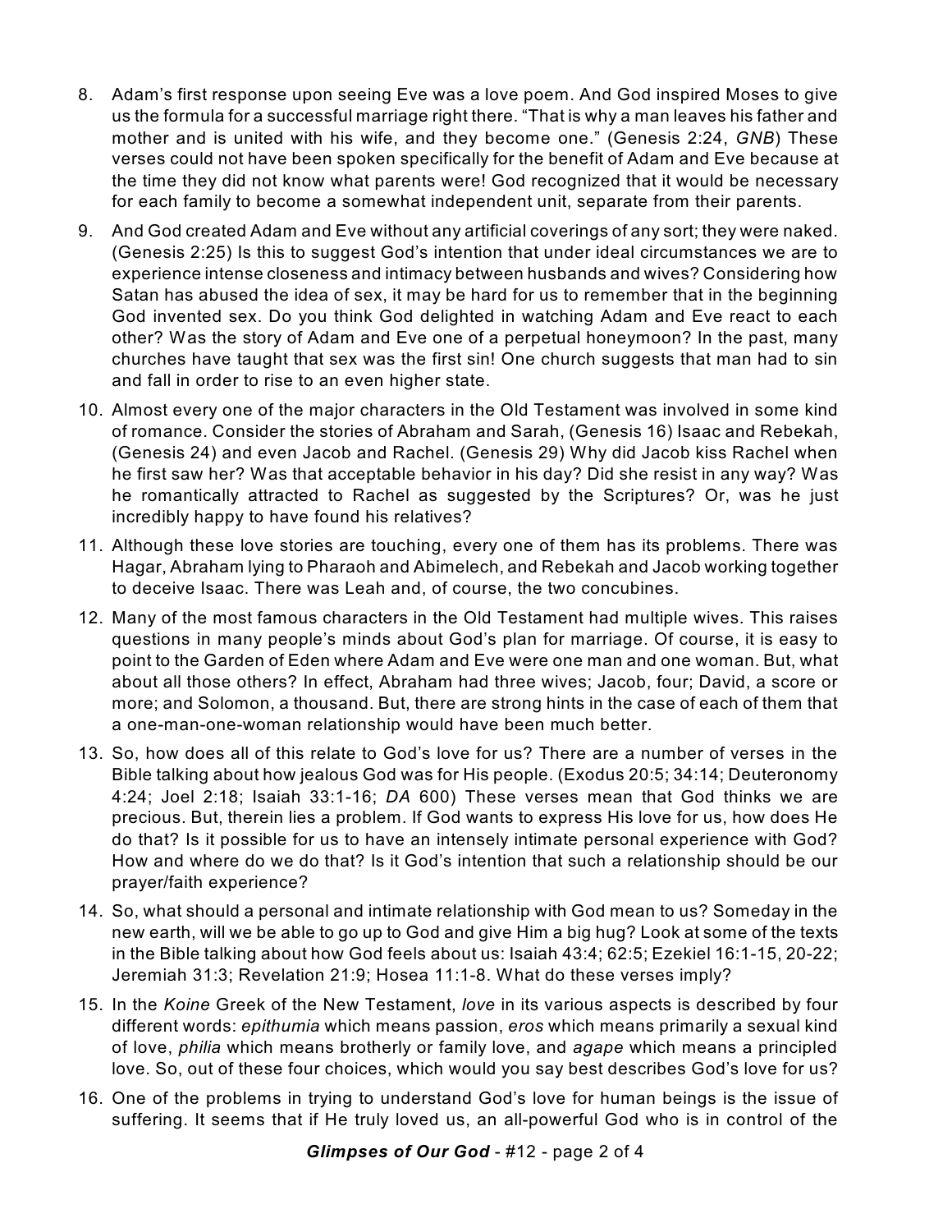8. Adam's first response upon seeing Eve was a love poem. And God inspired Moses to give us the formula for a successful marriage right there. "That is why a man leaves his father and mother and is united with his wife, and they become one." (Genesis 2:24, *GNB*) These verses could not have been spoken specifically for the benefit of Adam and Eve because at the time they did not know what parents were! God recognized that it would be necessary for each family to become a somewhat independent unit, separate from their parents.

9. And God created Adam and Eve without any artificial coverings of any sort; they were naked. (Genesis 2:25) Is this to suggest God's intention that under ideal circumstances we are to experience intense closeness and intimacy between husbands and wives? Considering how Satan has abused the idea of sex, it may be hard for us to remember that in the beginning God invented sex. Do you think God delighted in watching Adam and Eve react to each other? Was the story of Adam and Eve one of a perpetual honeymoon? In the past, many churches have taught that sex was the first sin! One church suggests that man had to sin and fall in order to rise to an even higher state.

10. Almost every one of the major characters in the Old Testament was involved in some kind of romance. Consider the stories of Abraham and Sarah, (Genesis 16) Isaac and Rebekah, (Genesis 24) and even Jacob and Rachel. (Genesis 29) Why did Jacob kiss Rachel when he first saw her? Was that acceptable behavior in his day? Did she resist in any way? Was he romantically attracted to Rachel as suggested by the Scriptures? Or, was he just incredibly happy to have found his relatives?

11. Although these love stories are touching, every one of them has its problems. There was Hagar, Abraham lying to Pharaoh and Abimelech, and Rebekah and Jacob working together to deceive Isaac. There was Leah and, of course, the two concubines.

12. Many of the most famous characters in the Old Testament had multiple wives. This raises questions in many people's minds about God's plan for marriage. Of course, it is easy to point to the Garden of Eden where Adam and Eve were one man and one woman. But, what about all those others? In effect, Abraham had three wives; Jacob, four; David, a score or more; and Solomon, a thousand. But, there are strong hints in the case of each of them that a one-man-one-woman relationship would have been much better.

13. So, how does all of this relate to God's love for us? There are a number of verses in the Bible talking about how jealous God was for His people. (Exodus 20:5; 34:14; Deuteronomy 4:24; Joel 2:18; Isaiah 33:1-16; *DA* 600) These verses mean that God thinks we are precious. But, therein lies a problem. If God wants to express His love for us, how does He do that? Is it possible for us to have an intensely intimate personal experience with God? How and where do we do that? Is it God's intention that such a relationship should be our prayer/faith experience?

14. So, what should a personal and intimate relationship with God mean to us? Someday in the new earth, will we be able to go up to God and give Him a big hug? Look at some of the texts in the Bible talking about how God feels about us: Isaiah 43:4; 62:5; Ezekiel 16:1-15, 20-22; Jeremiah 31:3; Revelation 21:9; Hosea 11:1-8. What do these verses imply?

15. In the *Koine* Greek of the New Testament, *love* in its various aspects is described by four different words: *epithumia* which means passion, *eros* which means primarily a sexual kind of love, *philia* which means brotherly or family love, and *agape* which means a principled love. So, out of these four choices, which would you say best describes God's love for us?

16. One of the problems in trying to understand God's love for human beings is the issue of suffering. It seems that if He truly loved us, an all-powerful God who is in control of the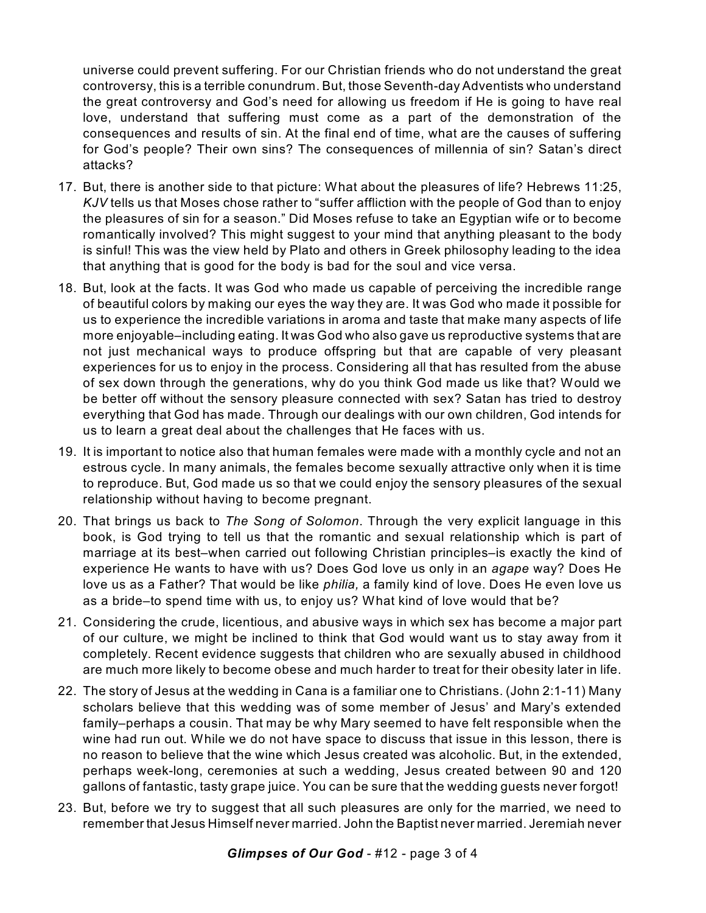universe could prevent suffering. For our Christian friends who do not understand the great controversy, this is a terrible conundrum. But, those Seventh-day Adventists who understand the great controversy and God's need for allowing us freedom if He is going to have real love, understand that suffering must come as a part of the demonstration of the consequences and results of sin. At the final end of time, what are the causes of suffering for God's people? Their own sins? The consequences of millennia of sin? Satan's direct attacks?

17. But, there is another side to that picture: What about the pleasures of life? Hebrews 11:25, *KJV* tells us that Moses chose rather to "suffer affliction with the people of God than to enjoy the pleasures of sin for a season." Did Moses refuse to take an Egyptian wife or to become romantically involved? This might suggest to your mind that anything pleasant to the body is sinful! This was the view held by Plato and others in Greek philosophy leading to the idea that anything that is good for the body is bad for the soul and vice versa.

18. But, look at the facts. It was God who made us capable of perceiving the incredible range of beautiful colors by making our eyes the way they are. It was God who made it possible for us to experience the incredible variations in aroma and taste that make many aspects of life more enjoyable–including eating. It was God who also gave us reproductive systems that are not just mechanical ways to produce offspring but that are capable of very pleasant experiences for us to enjoy in the process. Considering all that has resulted from the abuse of sex down through the generations, why do you think God made us like that? Would we be better off without the sensory pleasure connected with sex? Satan has tried to destroy everything that God has made. Through our dealings with our own children, God intends for us to learn a great deal about the challenges that He faces with us.

19. It is important to notice also that human females were made with a monthly cycle and not an estrous cycle. In many animals, the females become sexually attractive only when it is time to reproduce. But, God made us so that we could enjoy the sensory pleasures of the sexual relationship without having to become pregnant.

20. That brings us back to *The Song of Solomon*. Through the very explicit language in this book, is God trying to tell us that the romantic and sexual relationship which is part of marriage at its best–when carried out following Christian principles–is exactly the kind of experience He wants to have with us? Does God love us only in an *agape* way? Does He love us as a Father? That would be like *philia,* a family kind of love. Does He even love us as a bride–to spend time with us, to enjoy us? What kind of love would that be?

21. Considering the crude, licentious, and abusive ways in which sex has become a major part of our culture, we might be inclined to think that God would want us to stay away from it completely. Recent evidence suggests that children who are sexually abused in childhood are much more likely to become obese and much harder to treat for their obesity later in life.

22. The story of Jesus at the wedding in Cana is a familiar one to Christians. (John 2:1-11) Many scholars believe that this wedding was of some member of Jesus' and Mary's extended family–perhaps a cousin. That may be why Mary seemed to have felt responsible when the wine had run out. While we do not have space to discuss that issue in this lesson, there is no reason to believe that the wine which Jesus created was alcoholic. But, in the extended, perhaps week-long, ceremonies at such a wedding, Jesus created between 90 and 120 gallons of fantastic, tasty grape juice. You can be sure that the wedding guests never forgot!

23. But, before we try to suggest that all such pleasures are only for the married, we need to remember that Jesus Himself never married. John the Baptist never married. Jeremiah never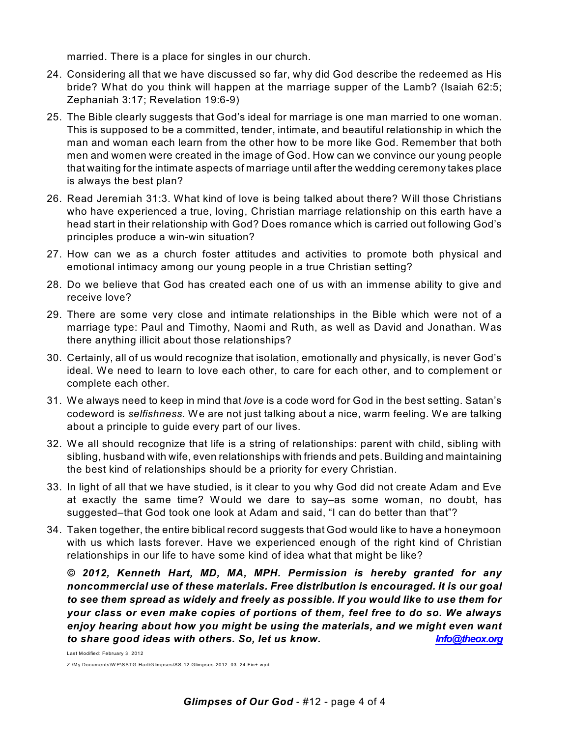married. There is a place for singles in our church.

24. Considering all that we have discussed so far, why did God describe the redeemed as His bride? What do you think will happen at the marriage supper of the Lamb? (Isaiah 62:5; Zephaniah 3:17; Revelation 19:6-9)
25. The Bible clearly suggests that God's ideal for marriage is one man married to one woman. This is supposed to be a committed, tender, intimate, and beautiful relationship in which the man and woman each learn from the other how to be more like God. Remember that both men and women were created in the image of God. How can we convince our young people that waiting for the intimate aspects of marriage until after the wedding ceremony takes place is always the best plan?
26. Read Jeremiah 31:3. What kind of love is being talked about there? Will those Christians who have experienced a true, loving, Christian marriage relationship on this earth have a head start in their relationship with God? Does romance which is carried out following God's principles produce a win-win situation?
27. How can we as a church foster attitudes and activities to promote both physical and emotional intimacy among our young people in a true Christian setting?
28. Do we believe that God has created each one of us with an immense ability to give and receive love?
29. There are some very close and intimate relationships in the Bible which were not of a marriage type: Paul and Timothy, Naomi and Ruth, as well as David and Jonathan. Was there anything illicit about those relationships?
30. Certainly, all of us would recognize that isolation, emotionally and physically, is never God's ideal. We need to learn to love each other, to care for each other, and to complement or complete each other.
31. We always need to keep in mind that *love* is a code word for God in the best setting. Satan's codeword is *selfishness*. We are not just talking about a nice, warm feeling. We are talking about a principle to guide every part of our lives.
32. We all should recognize that life is a string of relationships: parent with child, sibling with sibling, husband with wife, even relationships with friends and pets. Building and maintaining the best kind of relationships should be a priority for every Christian.
33. In light of all that we have studied, is it clear to you why God did not create Adam and Eve at exactly the same time? Would we dare to say–as some woman, no doubt, has suggested–that God took one look at Adam and said, "I can do better than that"?
34. Taken together, the entire biblical record suggests that God would like to have a honeymoon with us which lasts forever. Have we experienced enough of the right kind of Christian relationships in our life to have some kind of idea what that might be like?

***© 2012, Kenneth Hart, MD, MA, MPH. Permission is hereby granted for any noncommercial use of these materials. Free distribution is encouraged. It is our goal to see them spread as widely and freely as possible. If you would like to use them for your class or even make copies of portions of them, feel free to do so. We always enjoy hearing about how you might be using the materials, and we might even want to share good ideas with others. So, let us know.*** ***Info@theox.org***

Last Modified: February 3, 2012

Z:\My Documents\WP\SSTG-Hart\Glimpses\SS-12-Glimpses-2012_03_24-Fin+.wpd